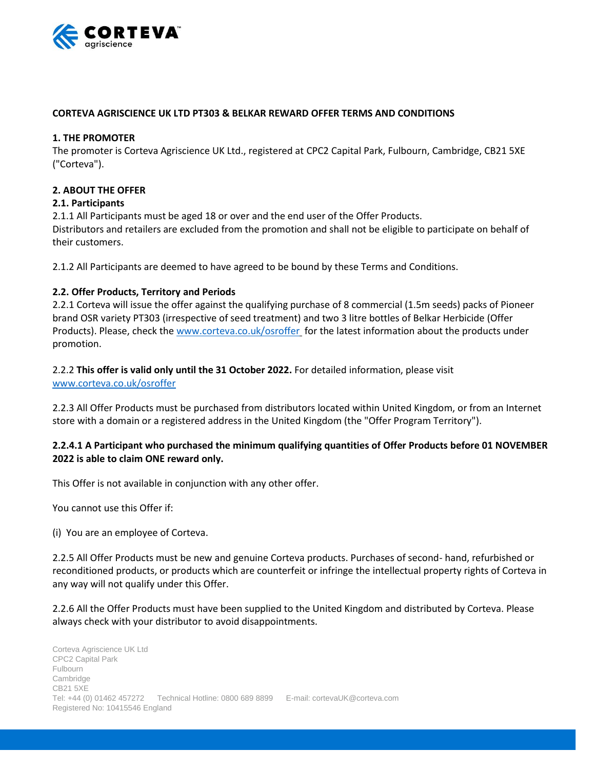# CORTEVA AGRISCIENCE UK LTD PT303 & BELKAR REWARD OFFER TERMS AND CONDITIONS

## 1. THE PROMOTER

The promoter is Corteva Agriscience UK Ltd., registered at CPC2 Capital Park, Fulbourn, Cambridge, CB21 5XE ("Corteva").

## 2. ABOUT THE OFFER

### 2.1. Participants

2.1.1 All Participants must be aged 18 or over and the end user of the Offer Products.
Distributors and retailers are excluded from the promotion and shall not be eligible to participate on behalf of their customers.

2.1.2 All Participants are deemed to have agreed to be bound by these Terms and Conditions.

### 2.2. Offer Products, Territory and Periods

2.2.1 Corteva will issue the offer against the qualifying purchase of 8 commercial (1.5m seeds) packs of Pioneer brand OSR variety PT303 (irrespective of seed treatment) and two 3 litre bottles of Belkar Herbicide (Offer Products). Please, check the [www.corteva.co.uk/osroffer](www.corteva.co.uk/osroffer) for the latest information about the products under promotion.

2.2.2 **This offer is valid only until the 31 October 2022.** For detailed information, please visit [www.corteva.co.uk/osroffer](www.corteva.co.uk/osroffer)

2.2.3 All Offer Products must be purchased from distributors located within United Kingdom, or from an Internet store with a domain or a registered address in the United Kingdom (the "Offer Program Territory").

**2.2.4.1 A Participant who purchased the minimum qualifying quantities of Offer Products before 01 NOVEMBER 2022 is able to claim ONE reward only.**

This Offer is not available in conjunction with any other offer.

You cannot use this Offer if:

(i) You are an employee of Corteva.

2.2.5 All Offer Products must be new and genuine Corteva products. Purchases of second- hand, refurbished or reconditioned products, or products which are counterfeit or infringe the intellectual property rights of Corteva in any way will not qualify under this Offer.

2.2.6 All the Offer Products must have been supplied to the United Kingdom and distributed by Corteva. Please always check with your distributor to avoid disappointments.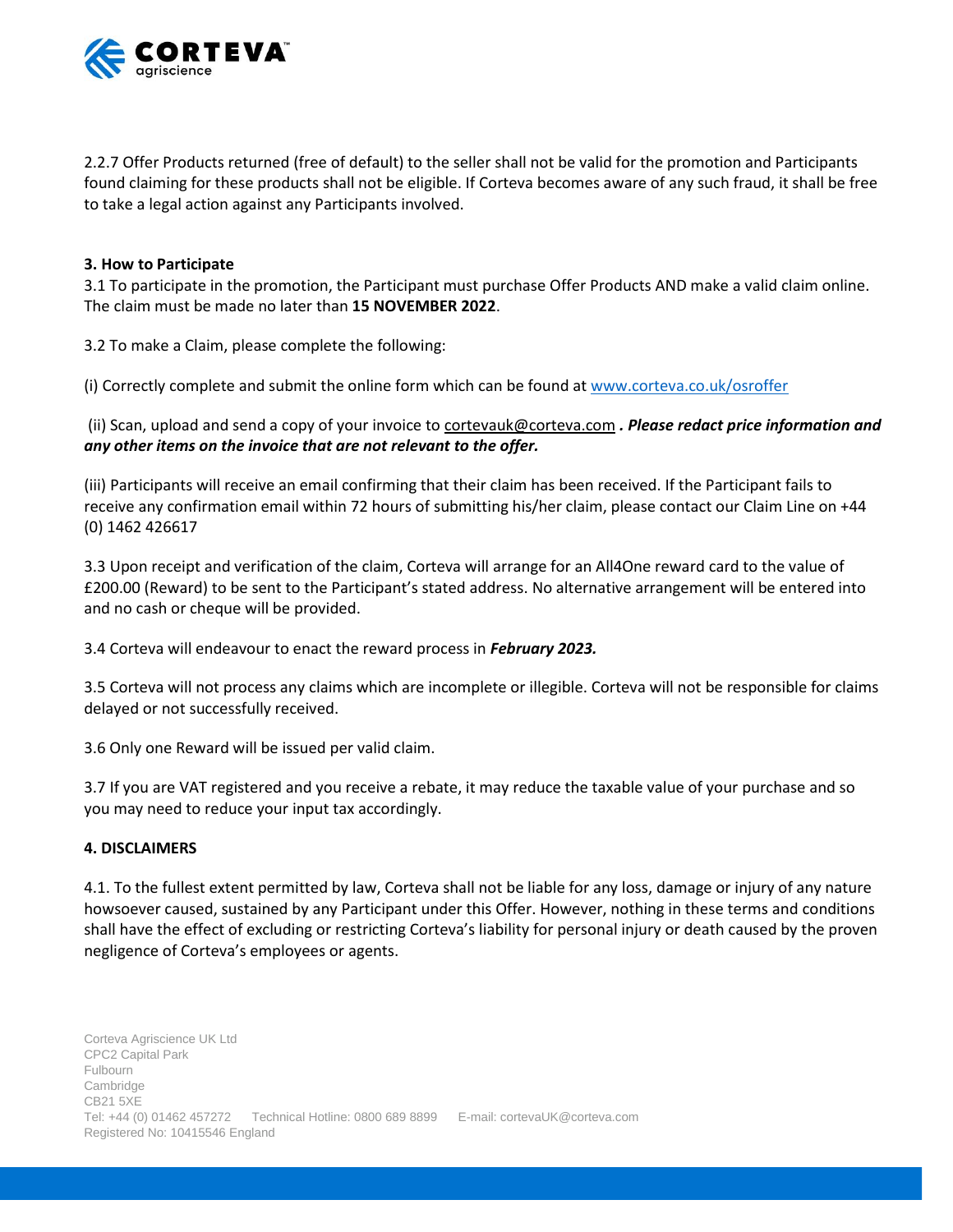2.2.7 Offer Products returned (free of default) to the seller shall not be valid for the promotion and Participants found claiming for these products shall not be eligible. If Corteva becomes aware of any such fraud, it shall be free to take a legal action against any Participants involved.

**3. How to Participate**

3.1 To participate in the promotion, the Participant must purchase Offer Products AND make a valid claim online. The claim must be made no later than **15 NOVEMBER 2022**.

3.2 To make a Claim, please complete the following:

(i) Correctly complete and submit the online form which can be found at [www.corteva.co.uk/osroffer](www.corteva.co.uk/osroffer)

(ii) Scan, upload and send a copy of your invoice to cortevauk@corteva.com ***. Please redact price information and any other items on the invoice that are not relevant to the offer.***

(iii) Participants will receive an email confirming that their claim has been received. If the Participant fails to receive any confirmation email within 72 hours of submitting his/her claim, please contact our Claim Line on +44 (0) 1462 426617

3.3 Upon receipt and verification of the claim, Corteva will arrange for an All4One reward card to the value of £200.00 (Reward) to be sent to the Participant's stated address. No alternative arrangement will be entered into and no cash or cheque will be provided.

3.4 Corteva will endeavour to enact the reward process in ***February 2023.***

3.5 Corteva will not process any claims which are incomplete or illegible. Corteva will not be responsible for claims delayed or not successfully received.

3.6 Only one Reward will be issued per valid claim.

3.7 If you are VAT registered and you receive a rebate, it may reduce the taxable value of your purchase and so you may need to reduce your input tax accordingly.

**4. DISCLAIMERS**

4.1. To the fullest extent permitted by law, Corteva shall not be liable for any loss, damage or injury of any nature howsoever caused, sustained by any Participant under this Offer. However, nothing in these terms and conditions shall have the effect of excluding or restricting Corteva's liability for personal injury or death caused by the proven negligence of Corteva's employees or agents.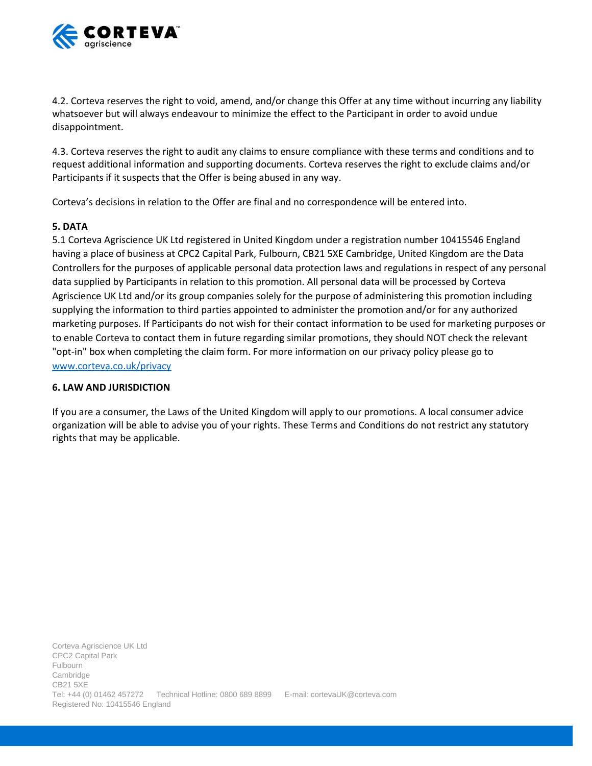4.2. Corteva reserves the right to void, amend, and/or change this Offer at any time without incurring any liability whatsoever but will always endeavour to minimize the effect to the Participant in order to avoid undue disappointment.

4.3. Corteva reserves the right to audit any claims to ensure compliance with these terms and conditions and to request additional information and supporting documents. Corteva reserves the right to exclude claims and/or Participants if it suspects that the Offer is being abused in any way.

Corteva's decisions in relation to the Offer are final and no correspondence will be entered into.

**5. DATA**

5.1 Corteva Agriscience UK Ltd registered in United Kingdom under a registration number 10415546 England having a place of business at CPC2 Capital Park, Fulbourn, CB21 5XE Cambridge, United Kingdom are the Data Controllers for the purposes of applicable personal data protection laws and regulations in respect of any personal data supplied by Participants in relation to this promotion. All personal data will be processed by Corteva Agriscience UK Ltd and/or its group companies solely for the purpose of administering this promotion including supplying the information to third parties appointed to administer the promotion and/or for any authorized marketing purposes. If Participants do not wish for their contact information to be used for marketing purposes or to enable Corteva to contact them in future regarding similar promotions, they should NOT check the relevant "opt-in" box when completing the claim form. For more information on our privacy policy please go to [www.corteva.co.uk/privacy](www.corteva.co.uk/privacy)

**6. LAW AND JURISDICTION**

If you are a consumer, the Laws of the United Kingdom will apply to our promotions. A local consumer advice organization will be able to advise you of your rights. These Terms and Conditions do not restrict any statutory rights that may be applicable.